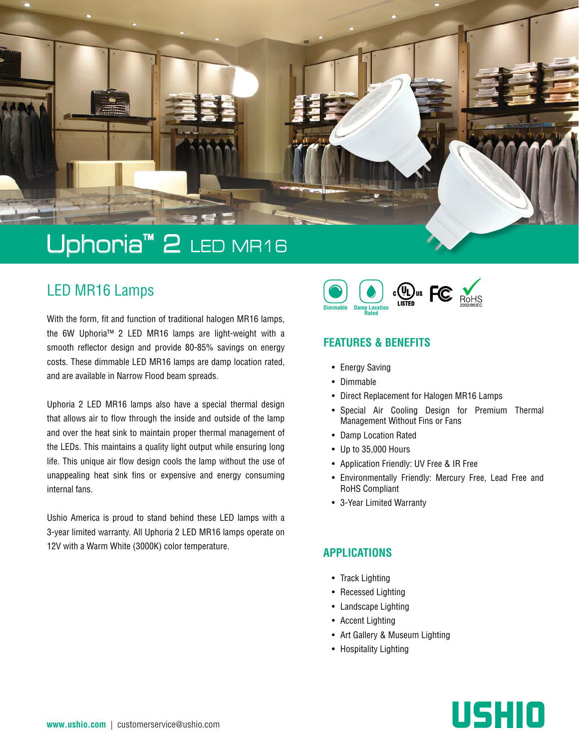# Uphoria™ 2 LED MR16

## LED MR16 Lamps

With the form, fit and function of traditional halogen MR16 lamps, the 6W Uphoria™ 2 LED MR16 lamps are light-weight with a smooth reflector design and provide 80-85% savings on energy costs. These dimmable LED MR16 lamps are damp location rated, and are available in Narrow Flood beam spreads.

Uphoria 2 LED MR16 lamps also have a special thermal design that allows air to flow through the inside and outside of the lamp and over the heat sink to maintain proper thermal management of the LEDs. This maintains a quality light output while ensuring long life. This unique air flow design cools the lamp without the use of unappealing heat sink fins or expensive and energy consuming internal fans.

Ushio America is proud to stand behind these LED lamps with a 3-year limited warranty. All Uphoria 2 LED MR16 lamps operate on 12V with a Warm White (3000K) color temperature.

Dimmable | Damp Location Rated | c UL us LISTED | FC | RoHS 2002/95/EC

### FEATURES & BENEFITS

- Energy Saving
- Dimmable
- Direct Replacement for Halogen MR16 Lamps
- Special Air Cooling Design for Premium Thermal Management Without Fins or Fans
- Damp Location Rated
- Up to 35,000 Hours
- Application Friendly: UV Free & IR Free
- Environmentally Friendly: Mercury Free, Lead Free and RoHS Compliant
- 3-Year Limited Warranty

### APPLICATIONS

- Track Lighting
- Recessed Lighting
- Landscape Lighting
- Accent Lighting
- Art Gallery & Museum Lighting
- Hospitality Lighting

**www.ushio.com** | customerservice@ushio.com

USHIO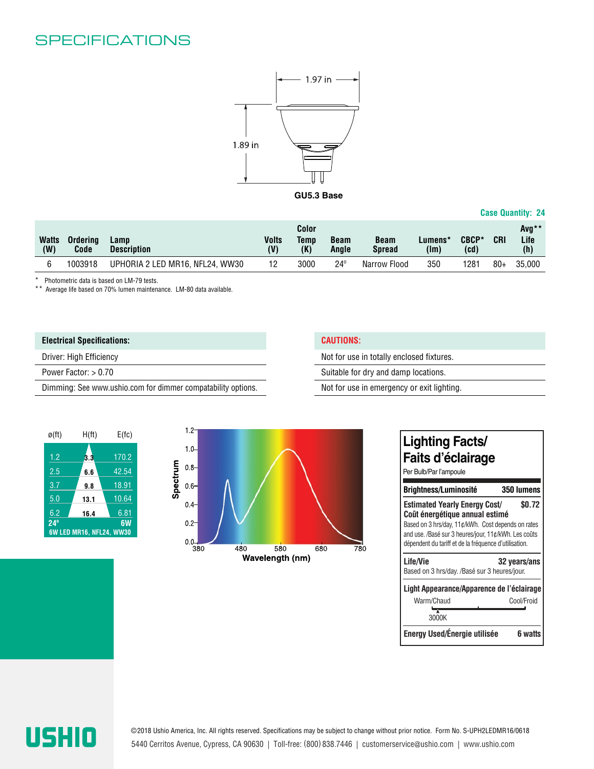## SPECIFICATIONS

1.97 in

1.89 in

GU5.3 Base

**Case Quantity: 24**

| Watts (W) | Ordering Code | Lamp Description | Volts (V) | Color Temp (K) | Beam Angle | Beam Spread | Lumens* (lm) | CBCP* (cd) | CRI | Avg** Life (h) |
|---|---|---|---|---|---|---|---|---|---|---|
| 6 | 1003918 | UPHORIA 2 LED MR16, NFL24, WW30 | 12 | 3000 | 24º | Narrow Flood | 350 | 1281 | 80+ | 35,000 |

\* Photometric data is based on LM-79 tests.
\*\* Average life based on 70% lumen maintenance. LM-80 data available.

| Electrical Specifications: |
|---|
| Driver: High Efficiency |
| Power Factor: > 0.70 |
| Dimming: See www.ushio.com for dimmer compatability options. |

| CAUTIONS: |
|---|
| Not for use in totally enclosed fixtures. |
| Suitable for dry and damp locations. |
| Not for use in emergency or exit lighting. |

ø(ft) H(ft) E(fc)

1.2 3.3 170.2

2.5 6.6 42.54

3.7 9.8 18.91

5.0 13.1 10.64

6.2 16.4 6.81

24º 6W

6W LED MR16, NFL24, WW30

Spectrum

1.2 1.0 0.8 0.6 0.4 0.2 0.0

380 480 580 680 780

Wavelength (nm)

**Lighting Facts/ Faits d'éclairage**

Per Bulb/Par l'ampoule

**Brightness/Luminosité** 350 lumens

**Estimated Yearly Energy Cost/ Coût énergétique annual estimé** $0.72

Based on 3 hrs/day, 11¢/kWh. Cost depends on rates and use. /Basé sur 3 heures/jour, 11¢/kWh. Les coûts dépendent du tariff et de la fréquence d'utilisation.

**Life/Vie** 32 years/ans

Based on 3 hrs/day. /Basé sur 3 heures/jour.

**Light Appearance/Apparence de l'éclairage**

Warm/Chaud Cool/Froid

3000K

**Energy Used/Énergie utilisée** 6 watts

USHIO

©2018 Ushio America, Inc. All rights reserved. Specifications may be subject to change without prior notice. Form No. S-UPH2LEDMR16/0618

5440 Cerritos Avenue, Cypress, CA 90630 | Toll-free: (800) 838.7446 | customerservice@ushio.com | www.ushio.com